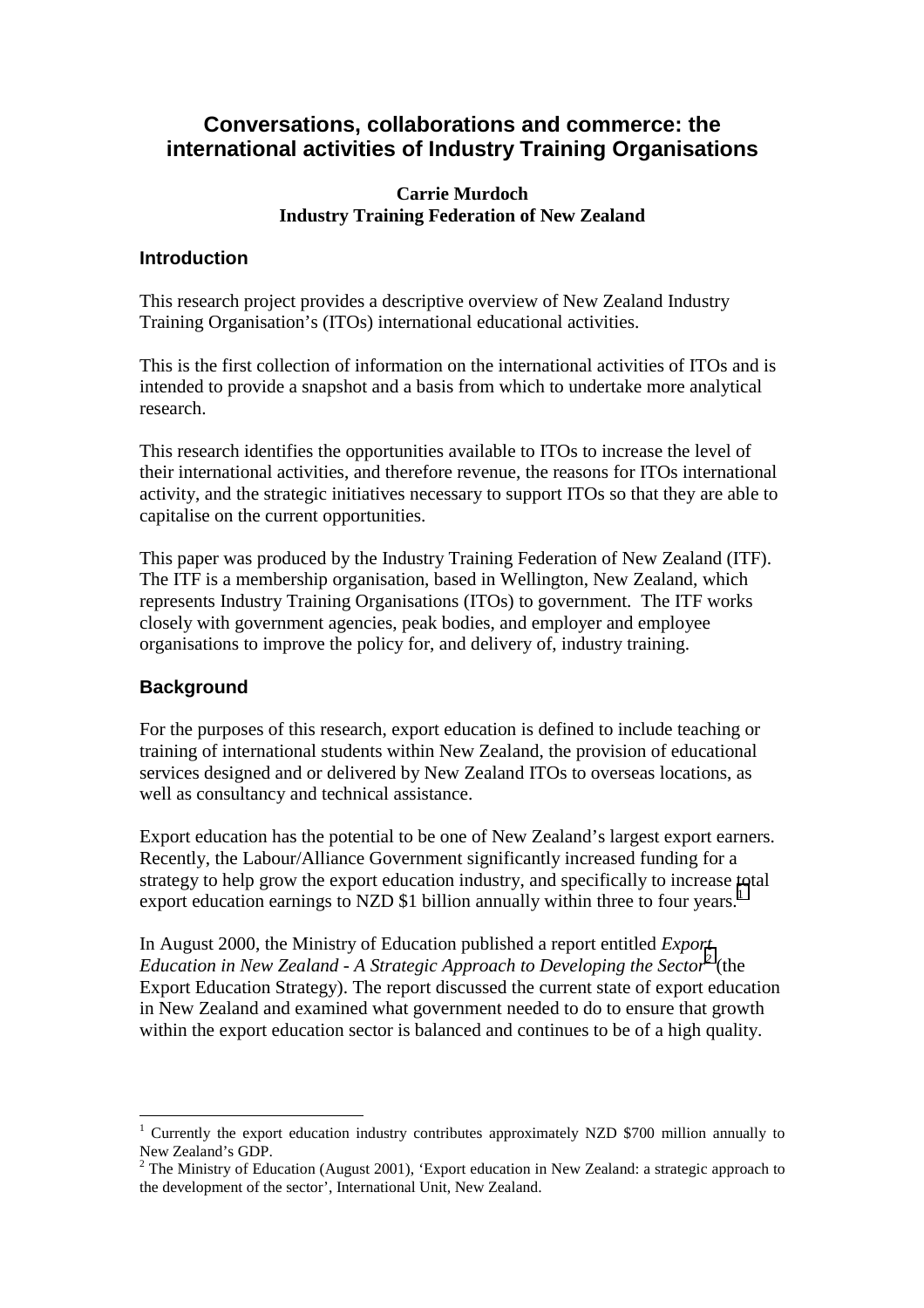# Conversations, collaborations and commerce: the international activities of Industry Training Organisations

**Carrie Murdoch**
**Industry Training Federation of New Zealand**

## Introduction

This research project provides a descriptive overview of New Zealand Industry Training Organisation's (ITOs) international educational activities.

This is the first collection of information on the international activities of ITOs and is intended to provide a snapshot and a basis from which to undertake more analytical research.

This research identifies the opportunities available to ITOs to increase the level of their international activities, and therefore revenue, the reasons for ITOs international activity, and the strategic initiatives necessary to support ITOs so that they are able to capitalise on the current opportunities.

This paper was produced by the Industry Training Federation of New Zealand (ITF). The ITF is a membership organisation, based in Wellington, New Zealand, which represents Industry Training Organisations (ITOs) to government. The ITF works closely with government agencies, peak bodies, and employer and employee organisations to improve the policy for, and delivery of, industry training.

## Background

For the purposes of this research, export education is defined to include teaching or training of international students within New Zealand, the provision of educational services designed and or delivered by New Zealand ITOs to overseas locations, as well as consultancy and technical assistance.

Export education has the potential to be one of New Zealand's largest export earners. Recently, the Labour/Alliance Government significantly increased funding for a strategy to help grow the export education industry, and specifically to increase total export education earnings to NZD $1 billion annually within three to four years.[1]

In August 2000, the Ministry of Education published a report entitled *Export Education in New Zealand - A Strategic Approach to Developing the Sector*[2] (the Export Education Strategy). The report discussed the current state of export education in New Zealand and examined what government needed to do to ensure that growth within the export education sector is balanced and continues to be of a high quality.

---

[1] Currently the export education industry contributes approximately NZD $700 million annually to New Zealand's GDP.

[2] The Ministry of Education (August 2001), 'Export education in New Zealand: a strategic approach to the development of the sector', International Unit, New Zealand.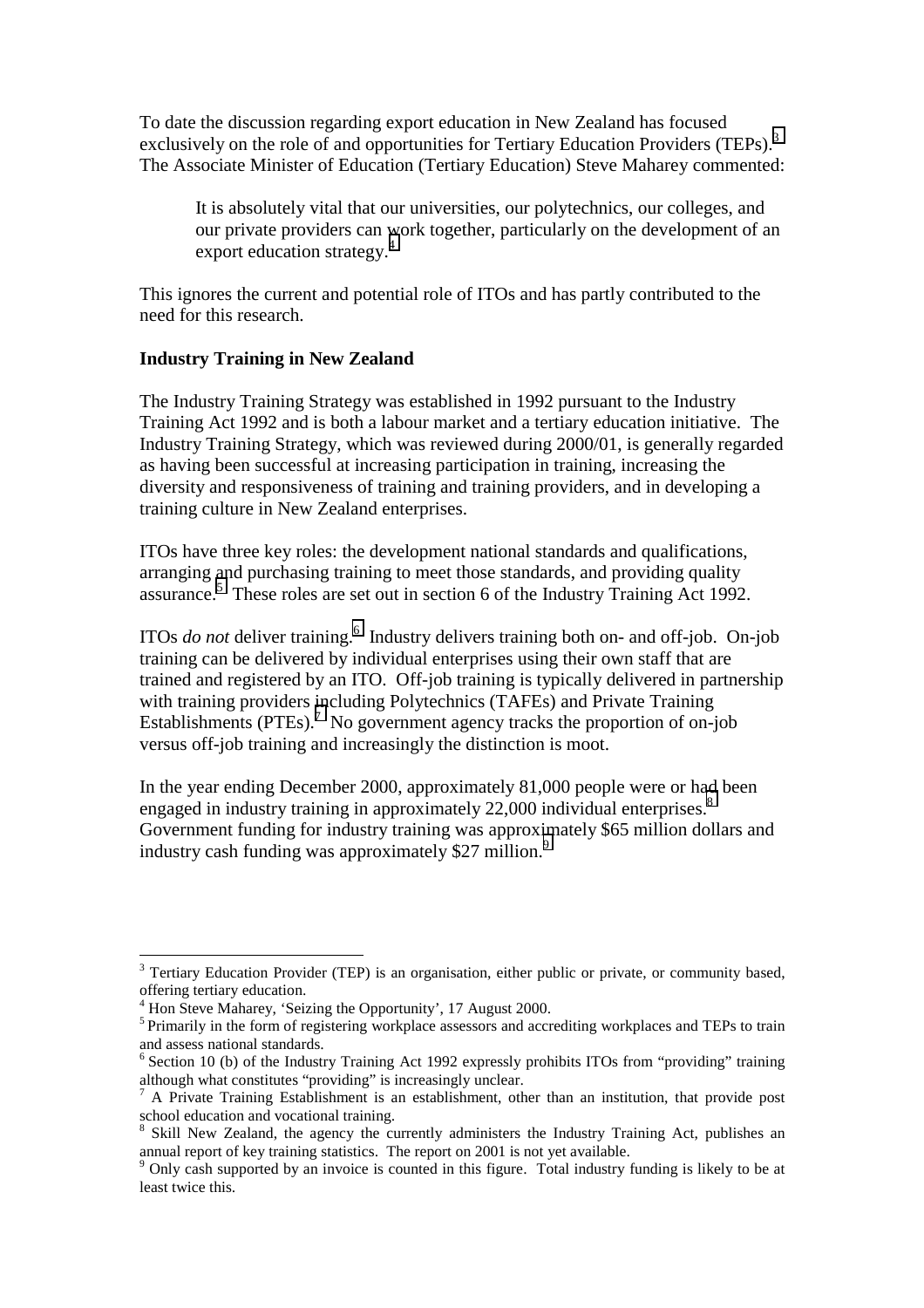To date the discussion regarding export education in New Zealand has focused exclusively on the role of and opportunities for Tertiary Education Providers (TEPs).[3] The Associate Minister of Education (Tertiary Education) Steve Maharey commented:

> It is absolutely vital that our universities, our polytechnics, our colleges, and our private providers can work together, particularly on the development of an export education strategy.[4]

This ignores the current and potential role of ITOs and has partly contributed to the need for this research.

**Industry Training in New Zealand**

The Industry Training Strategy was established in 1992 pursuant to the Industry Training Act 1992 and is both a labour market and a tertiary education initiative. The Industry Training Strategy, which was reviewed during 2000/01, is generally regarded as having been successful at increasing participation in training, increasing the diversity and responsiveness of training and training providers, and in developing a training culture in New Zealand enterprises.

ITOs have three key roles: the development national standards and qualifications, arranging and purchasing training to meet those standards, and providing quality assurance.[5] These roles are set out in section 6 of the Industry Training Act 1992.

ITOs *do not* deliver training.[6] Industry delivers training both on- and off-job. On-job training can be delivered by individual enterprises using their own staff that are trained and registered by an ITO. Off-job training is typically delivered in partnership with training providers including Polytechnics (TAFEs) and Private Training Establishments (PTEs).[7] No government agency tracks the proportion of on-job versus off-job training and increasingly the distinction is moot.

In the year ending December 2000, approximately 81,000 people were or had been engaged in industry training in approximately 22,000 individual enterprises.[8] Government funding for industry training was approximately $65 million dollars and industry cash funding was approximately $27 million.[9]

---

[3] Tertiary Education Provider (TEP) is an organisation, either public or private, or community based, offering tertiary education.

[4] Hon Steve Maharey, 'Seizing the Opportunity', 17 August 2000.

[5] Primarily in the form of registering workplace assessors and accrediting workplaces and TEPs to train and assess national standards.

[6] Section 10 (b) of the Industry Training Act 1992 expressly prohibits ITOs from "providing" training although what constitutes "providing" is increasingly unclear.

[7] A Private Training Establishment is an establishment, other than an institution, that provide post school education and vocational training.

[8] Skill New Zealand, the agency the currently administers the Industry Training Act, publishes an annual report of key training statistics. The report on 2001 is not yet available.

[9] Only cash supported by an invoice is counted in this figure. Total industry funding is likely to be at least twice this.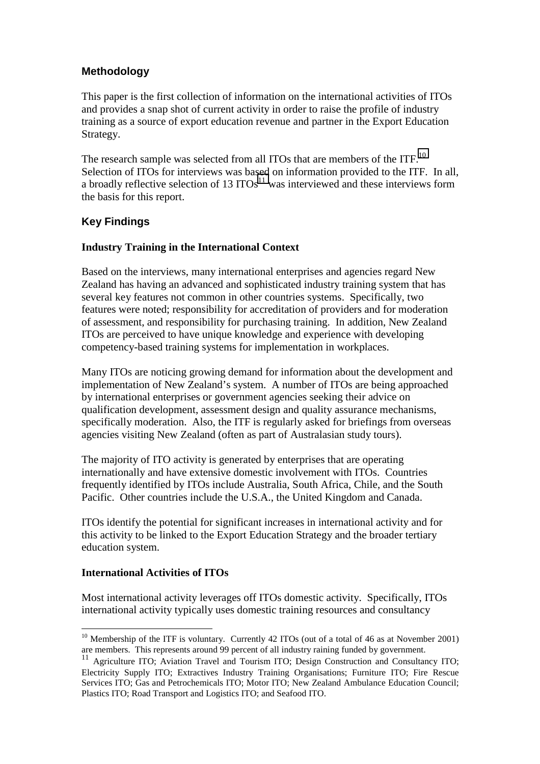## Methodology

This paper is the first collection of information on the international activities of ITOs and provides a snap shot of current activity in order to raise the profile of industry training as a source of export education revenue and partner in the Export Education Strategy.

The research sample was selected from all ITOs that are members of the ITF.[10] Selection of ITOs for interviews was based on information provided to the ITF. In all, a broadly reflective selection of 13 ITOs[11] was interviewed and these interviews form the basis for this report.

## Key Findings

### Industry Training in the International Context

Based on the interviews, many international enterprises and agencies regard New Zealand has having an advanced and sophisticated industry training system that has several key features not common in other countries systems. Specifically, two features were noted; responsibility for accreditation of providers and for moderation of assessment, and responsibility for purchasing training. In addition, New Zealand ITOs are perceived to have unique knowledge and experience with developing competency-based training systems for implementation in workplaces.

Many ITOs are noticing growing demand for information about the development and implementation of New Zealand's system. A number of ITOs are being approached by international enterprises or government agencies seeking their advice on qualification development, assessment design and quality assurance mechanisms, specifically moderation. Also, the ITF is regularly asked for briefings from overseas agencies visiting New Zealand (often as part of Australasian study tours).

The majority of ITO activity is generated by enterprises that are operating internationally and have extensive domestic involvement with ITOs. Countries frequently identified by ITOs include Australia, South Africa, Chile, and the South Pacific. Other countries include the U.S.A., the United Kingdom and Canada.

ITOs identify the potential for significant increases in international activity and for this activity to be linked to the Export Education Strategy and the broader tertiary education system.

### International Activities of ITOs

Most international activity leverages off ITOs domestic activity. Specifically, ITOs international activity typically uses domestic training resources and consultancy

---

[10] Membership of the ITF is voluntary. Currently 42 ITOs (out of a total of 46 as at November 2001) are members. This represents around 99 percent of all industry raining funded by government.

[11] Agriculture ITO; Aviation Travel and Tourism ITO; Design Construction and Consultancy ITO; Electricity Supply ITO; Extractives Industry Training Organisations; Furniture ITO; Fire Rescue Services ITO; Gas and Petrochemicals ITO; Motor ITO; New Zealand Ambulance Education Council; Plastics ITO; Road Transport and Logistics ITO; and Seafood ITO.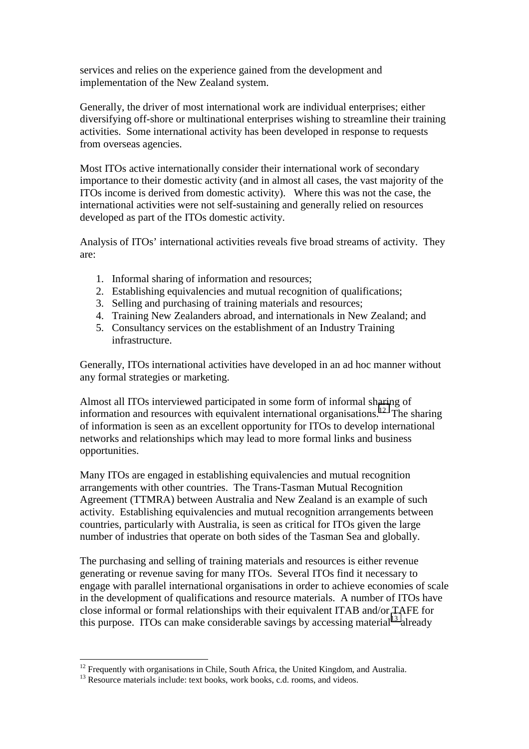services and relies on the experience gained from the development and implementation of the New Zealand system.

Generally, the driver of most international work are individual enterprises; either diversifying off-shore or multinational enterprises wishing to streamline their training activities. Some international activity has been developed in response to requests from overseas agencies.

Most ITOs active internationally consider their international work of secondary importance to their domestic activity (and in almost all cases, the vast majority of the ITOs income is derived from domestic activity). Where this was not the case, the international activities were not self-sustaining and generally relied on resources developed as part of the ITOs domestic activity.

Analysis of ITOs' international activities reveals five broad streams of activity. They are:

1. Informal sharing of information and resources;
2. Establishing equivalencies and mutual recognition of qualifications;
3. Selling and purchasing of training materials and resources;
4. Training New Zealanders abroad, and internationals in New Zealand; and
5. Consultancy services on the establishment of an Industry Training infrastructure.

Generally, ITOs international activities have developed in an ad hoc manner without any formal strategies or marketing.

Almost all ITOs interviewed participated in some form of informal sharing of information and resources with equivalent international organisations.[12] The sharing of information is seen as an excellent opportunity for ITOs to develop international networks and relationships which may lead to more formal links and business opportunities.

Many ITOs are engaged in establishing equivalencies and mutual recognition arrangements with other countries. The Trans-Tasman Mutual Recognition Agreement (TTMRA) between Australia and New Zealand is an example of such activity. Establishing equivalencies and mutual recognition arrangements between countries, particularly with Australia, is seen as critical for ITOs given the large number of industries that operate on both sides of the Tasman Sea and globally.

The purchasing and selling of training materials and resources is either revenue generating or revenue saving for many ITOs. Several ITOs find it necessary to engage with parallel international organisations in order to achieve economies of scale in the development of qualifications and resource materials. A number of ITOs have close informal or formal relationships with their equivalent ITAB and/or TAFE for this purpose. ITOs can make considerable savings by accessing material[13] already

---

[12] Frequently with organisations in Chile, South Africa, the United Kingdom, and Australia.

[13] Resource materials include: text books, work books, c.d. rooms, and videos.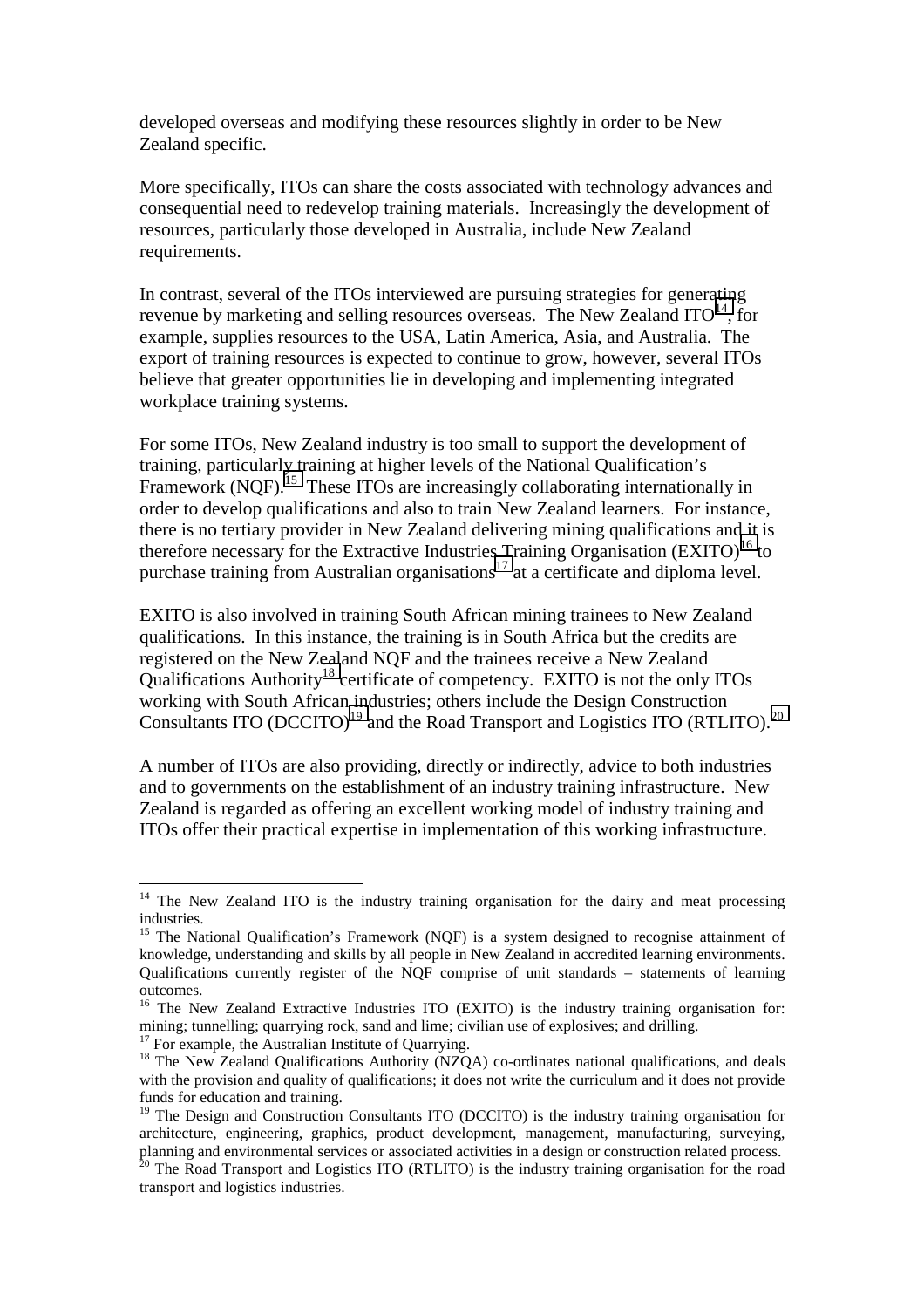developed overseas and modifying these resources slightly in order to be New Zealand specific.

More specifically, ITOs can share the costs associated with technology advances and consequential need to redevelop training materials. Increasingly the development of resources, particularly those developed in Australia, include New Zealand requirements.

In contrast, several of the ITOs interviewed are pursuing strategies for generating revenue by marketing and selling resources overseas. The New Zealand ITO[14], for example, supplies resources to the USA, Latin America, Asia, and Australia. The export of training resources is expected to continue to grow, however, several ITOs believe that greater opportunities lie in developing and implementing integrated workplace training systems.

For some ITOs, New Zealand industry is too small to support the development of training, particularly training at higher levels of the National Qualification's Framework (NQF).[15] These ITOs are increasingly collaborating internationally in order to develop qualifications and also to train New Zealand learners. For instance, there is no tertiary provider in New Zealand delivering mining qualifications and it is therefore necessary for the Extractive Industries Training Organisation (EXITO)[16] to purchase training from Australian organisations[17] at a certificate and diploma level.

EXITO is also involved in training South African mining trainees to New Zealand qualifications. In this instance, the training is in South Africa but the credits are registered on the New Zealand NQF and the trainees receive a New Zealand Qualifications Authority[18] certificate of competency. EXITO is not the only ITOs working with South African industries; others include the Design Construction Consultants ITO (DCCITO)[19] and the Road Transport and Logistics ITO (RTLITO).[20]

A number of ITOs are also providing, directly or indirectly, advice to both industries and to governments on the establishment of an industry training infrastructure. New Zealand is regarded as offering an excellent working model of industry training and ITOs offer their practical expertise in implementation of this working infrastructure.

---

[14] The New Zealand ITO is the industry training organisation for the dairy and meat processing industries.

[15] The National Qualification's Framework (NQF) is a system designed to recognise attainment of knowledge, understanding and skills by all people in New Zealand in accredited learning environments. Qualifications currently register of the NQF comprise of unit standards – statements of learning outcomes.

[16] The New Zealand Extractive Industries ITO (EXITO) is the industry training organisation for: mining; tunnelling; quarrying rock, sand and lime; civilian use of explosives; and drilling.

[17] For example, the Australian Institute of Quarrying.

[18] The New Zealand Qualifications Authority (NZQA) co-ordinates national qualifications, and deals with the provision and quality of qualifications; it does not write the curriculum and it does not provide funds for education and training.

[19] The Design and Construction Consultants ITO (DCCITO) is the industry training organisation for architecture, engineering, graphics, product development, management, manufacturing, surveying, planning and environmental services or associated activities in a design or construction related process.

[20] The Road Transport and Logistics ITO (RTLITO) is the industry training organisation for the road transport and logistics industries.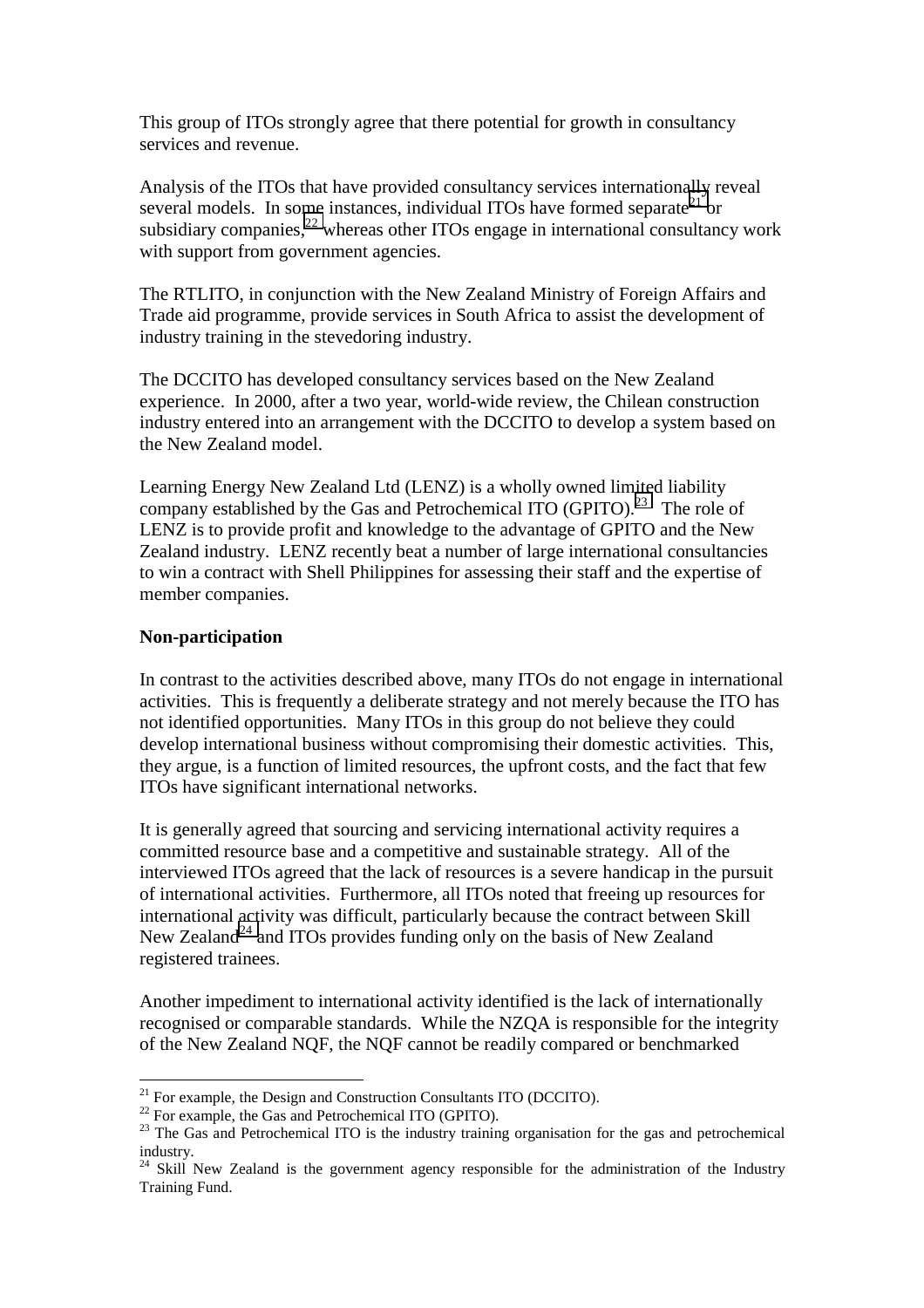This group of ITOs strongly agree that there potential for growth in consultancy services and revenue.

Analysis of the ITOs that have provided consultancy services internationally reveal several models. In some instances, individual ITOs have formed separate[21] or subsidiary companies,[22] whereas other ITOs engage in international consultancy work with support from government agencies.

The RTLITO, in conjunction with the New Zealand Ministry of Foreign Affairs and Trade aid programme, provide services in South Africa to assist the development of industry training in the stevedoring industry.

The DCCITO has developed consultancy services based on the New Zealand experience. In 2000, after a two year, world-wide review, the Chilean construction industry entered into an arrangement with the DCCITO to develop a system based on the New Zealand model.

Learning Energy New Zealand Ltd (LENZ) is a wholly owned limited liability company established by the Gas and Petrochemical ITO (GPITO).[23] The role of LENZ is to provide profit and knowledge to the advantage of GPITO and the New Zealand industry. LENZ recently beat a number of large international consultancies to win a contract with Shell Philippines for assessing their staff and the expertise of member companies.

**Non-participation**

In contrast to the activities described above, many ITOs do not engage in international activities. This is frequently a deliberate strategy and not merely because the ITO has not identified opportunities. Many ITOs in this group do not believe they could develop international business without compromising their domestic activities. This, they argue, is a function of limited resources, the upfront costs, and the fact that few ITOs have significant international networks.

It is generally agreed that sourcing and servicing international activity requires a committed resource base and a competitive and sustainable strategy. All of the interviewed ITOs agreed that the lack of resources is a severe handicap in the pursuit of international activities. Furthermore, all ITOs noted that freeing up resources for international activity was difficult, particularly because the contract between Skill New Zealand[24] and ITOs provides funding only on the basis of New Zealand registered trainees.

Another impediment to international activity identified is the lack of internationally recognised or comparable standards. While the NZQA is responsible for the integrity of the New Zealand NQF, the NQF cannot be readily compared or benchmarked

---

[21] For example, the Design and Construction Consultants ITO (DCCITO).

[22] For example, the Gas and Petrochemical ITO (GPITO).

[23] The Gas and Petrochemical ITO is the industry training organisation for the gas and petrochemical industry.

[24] Skill New Zealand is the government agency responsible for the administration of the Industry Training Fund.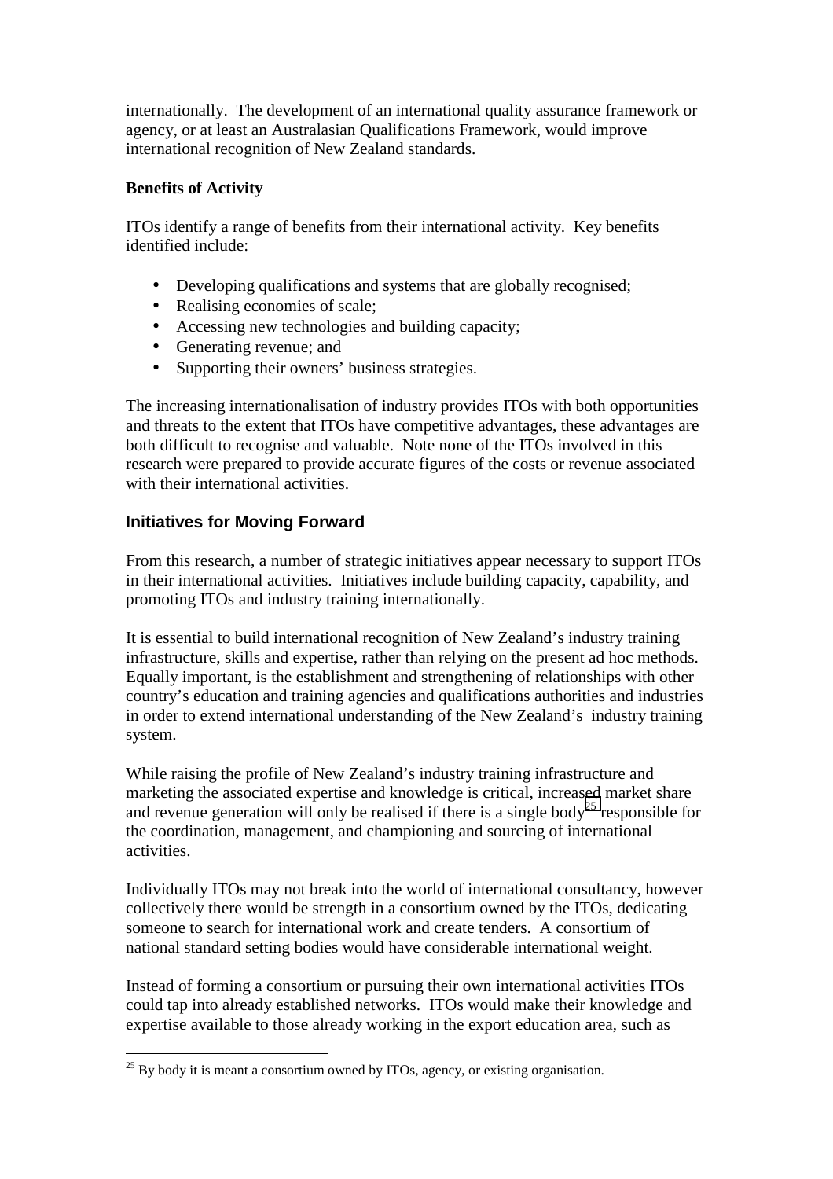internationally. The development of an international quality assurance framework or agency, or at least an Australasian Qualifications Framework, would improve international recognition of New Zealand standards.

**Benefits of Activity**

ITOs identify a range of benefits from their international activity. Key benefits identified include:

- Developing qualifications and systems that are globally recognised;
- Realising economies of scale;
- Accessing new technologies and building capacity;
- Generating revenue; and
- Supporting their owners' business strategies.

The increasing internationalisation of industry provides ITOs with both opportunities and threats to the extent that ITOs have competitive advantages, these advantages are both difficult to recognise and valuable. Note none of the ITOs involved in this research were prepared to provide accurate figures of the costs or revenue associated with their international activities.

## Initiatives for Moving Forward

From this research, a number of strategic initiatives appear necessary to support ITOs in their international activities. Initiatives include building capacity, capability, and promoting ITOs and industry training internationally.

It is essential to build international recognition of New Zealand's industry training infrastructure, skills and expertise, rather than relying on the present ad hoc methods. Equally important, is the establishment and strengthening of relationships with other country's education and training agencies and qualifications authorities and industries in order to extend international understanding of the New Zealand's industry training system.

While raising the profile of New Zealand's industry training infrastructure and marketing the associated expertise and knowledge is critical, increased market share and revenue generation will only be realised if there is a single body[25] responsible for the coordination, management, and championing and sourcing of international activities.

Individually ITOs may not break into the world of international consultancy, however collectively there would be strength in a consortium owned by the ITOs, dedicating someone to search for international work and create tenders. A consortium of national standard setting bodies would have considerable international weight.

Instead of forming a consortium or pursuing their own international activities ITOs could tap into already established networks. ITOs would make their knowledge and expertise available to those already working in the export education area, such as

[25] By body it is meant a consortium owned by ITOs, agency, or existing organisation.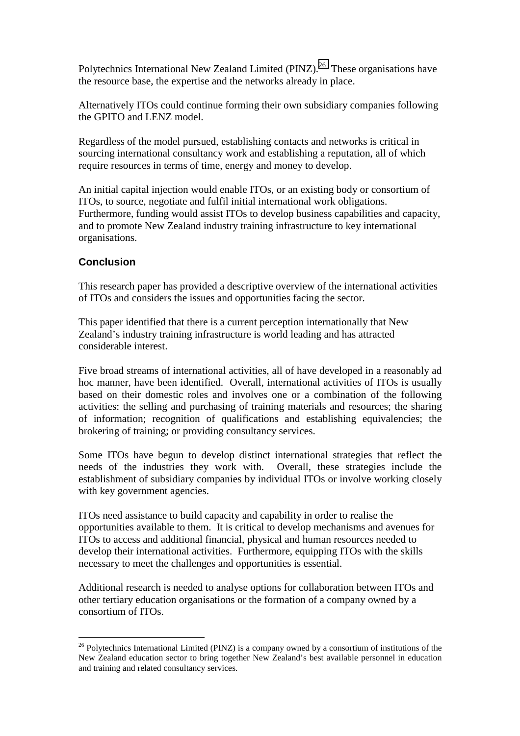Polytechnics International New Zealand Limited (PINZ).[26] These organisations have the resource base, the expertise and the networks already in place.

Alternatively ITOs could continue forming their own subsidiary companies following the GPITO and LENZ model.

Regardless of the model pursued, establishing contacts and networks is critical in sourcing international consultancy work and establishing a reputation, all of which require resources in terms of time, energy and money to develop.

An initial capital injection would enable ITOs, or an existing body or consortium of ITOs, to source, negotiate and fulfil initial international work obligations. Furthermore, funding would assist ITOs to develop business capabilities and capacity, and to promote New Zealand industry training infrastructure to key international organisations.

## Conclusion

This research paper has provided a descriptive overview of the international activities of ITOs and considers the issues and opportunities facing the sector.

This paper identified that there is a current perception internationally that New Zealand's industry training infrastructure is world leading and has attracted considerable interest.

Five broad streams of international activities, all of have developed in a reasonably ad hoc manner, have been identified. Overall, international activities of ITOs is usually based on their domestic roles and involves one or a combination of the following activities: the selling and purchasing of training materials and resources; the sharing of information; recognition of qualifications and establishing equivalencies; the brokering of training; or providing consultancy services.

Some ITOs have begun to develop distinct international strategies that reflect the needs of the industries they work with. Overall, these strategies include the establishment of subsidiary companies by individual ITOs or involve working closely with key government agencies.

ITOs need assistance to build capacity and capability in order to realise the opportunities available to them. It is critical to develop mechanisms and avenues for ITOs to access and additional financial, physical and human resources needed to develop their international activities. Furthermore, equipping ITOs with the skills necessary to meet the challenges and opportunities is essential.

Additional research is needed to analyse options for collaboration between ITOs and other tertiary education organisations or the formation of a company owned by a consortium of ITOs.

---

[26] Polytechnics International Limited (PINZ) is a company owned by a consortium of institutions of the New Zealand education sector to bring together New Zealand's best available personnel in education and training and related consultancy services.